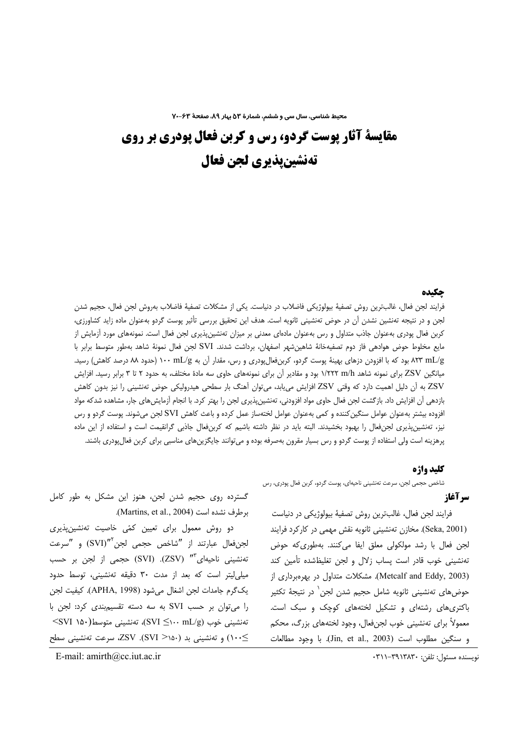# مقایسهٔ آثار پوست گردو، رس و کربن فعال پودری بر روی ته‌نشین‌پذیری لجن فعال

## چکیده

فرایند لجن فعال، غالب‌ترین روش تصفیهٔ بیولوژیکی فاضلاب در دنیاست. یکی از مشکلات تصفیهٔ فاضلاب به‌روش لجن فعال، حجیم شدن لجن و در نتیجه ته‌نشین نشدن آن در حوض ته‌نشینی ثانویه است. هدف این تحقیق بررسی تأثیر پوست گردو به‌عنوان ماده زاید کشاورزی، کربن فعال پودری به‌عنوان جاذب متداول و رس به‌عنوان ماده‌ای معدنی بر میزان ته‌نشین‌پذیری لجن فعال است. نمونه‌های مورد آزمایش از مایع مخلوط حوض هوادهی فاز دوم تصفیه‌خانهٔ شاهین‌شهر اصفهان، برداشت شدند. SVI لجن فعال نمونهٔ شاهد به‌طور متوسط برابر با ۸۲۳ mL/g بود که با افزودن دزهای بهینهٔ پوست گردو، کربن‌فعال‌پودری و رس، مقدار آن به ۱۰۰ mL/g (حدود ۸۸ درصد کاهش) رسید. میانگین ZSV برای نمونه شاهد ۱/۲۲۲ m/h بود و مقادیر آن برای نمونه‌های حاوی سه مادهٔ مختلف، به حدود ۲ تا ۳ برابر رسید. افزایش ZSV به آن دلیل اهمیت دارد که وقتی ZSV افزایش می‌یابد، می‌توان آهنگ بار سطحی هیدرولیکی حوض ته‌نشینی را نیز بدون کاهش بازدهی آن افزایش داد. بازگشت لجن فعال حاوی مواد افزودنی، ته‌نشین‌پذیری لجن را بهتر کرد. با انجام آزمایش‌های جار، مشاهده شدکه مواد افزوده بیشتر به‌عنوان عوامل سنگین‌کننده و کمی به‌عنوان عوامل لخته‌ساز عمل کرده و باعث کاهش SVI لجن می‌شوند. پوست گردو و رس نیز، ته‌نشین‌پذیری لجن‌فعال را بهبود بخشیدند. البته باید در نظر داشته باشیم که کربن‌فعال جاذبی گرانقیمت است و استفاده از این ماده پرهزینه است ولی استفاده از پوست گردو و رس بسیار مقرون به‌صرفه بوده و می‌توانند جایگزین‌های مناسبی برای کربن فعال‌پودری باشند.

## کلید واژه

شاخص حجمی لجن، سرعت ته‌نشینی ناحیه‌ای، پوست گردو، کربن فعال پودری، رس

## سرآغاز

فرایند لجن فعال، غالب‌ترین روش تصفیهٔ بیولوژیکی در دنیاست (Seka, 2001). مخازن ته‌نشینی ثانویه نقش مهمی در کارکرد فرایند لجن فعال با رشد مولکولی معلق ایفا می‌کنند. به‌طوری‌که حوض ته‌نشینی خوب قادر است پساب زلال و لجن تغلیظ‌شده تأمین کند (Metcalf and Eddy, 2003). مشکلات متداول در بهره‌برداری از حوض‌های ته‌نشینی ثانویه شامل حجیم شدن لجن[1] در نتیجهٔ تکثیر باکتری‌های رشته‌ای و تشکیل لخته‌های کوچک و سبک است. معمولاً برای ته‌نشینی خوب لجن‌فعال، وجود لخته‌های بزرگ، محکم و سنگین مطلوب است (Jin, et al., 2003). با وجود مطالعات گسترده روی حجیم شدن لجن، هنوز این مشکل به طور کامل برطرف نشده است (Martins, et al., 2004).

دو روش معمول برای تعیین کمّی خاصیت ته‌نشین‌پذیری لجن‌فعال عبارتند از "شاخص حجمی لجن[2]" (SVI) و "سرعت ته‌نشینی ناحیه‌ای[3]" (ZSV). (SVI) حجمی از لجن بر حسب میلی‌لیتر است که بعد از مدت ۳۰ دقیقه ته‌نشینی، توسط حدود یک‌گرم جامدات لجن اشغال می‌شود (APHA, 1998). کیفیت لجن را می‌توان بر حسب SVI به سه دسته تقسیم‌بندی کرد: لجن با ته‌نشینی خوب (SVI ≤۱۰۰ mL/g)، ته‌نشینی متوسط(۱۵۰ >SVI ≥۱۰۰) و ته‌نشینی بد (SVI >۱۵۰). ZSV، سرعت ته‌نشینی سطح

نویسنده مسئول: تلفن: ۳۹۱۳۸۳۰-۰۳۱۱

E-mail: amirth@cc.iut.ac.ir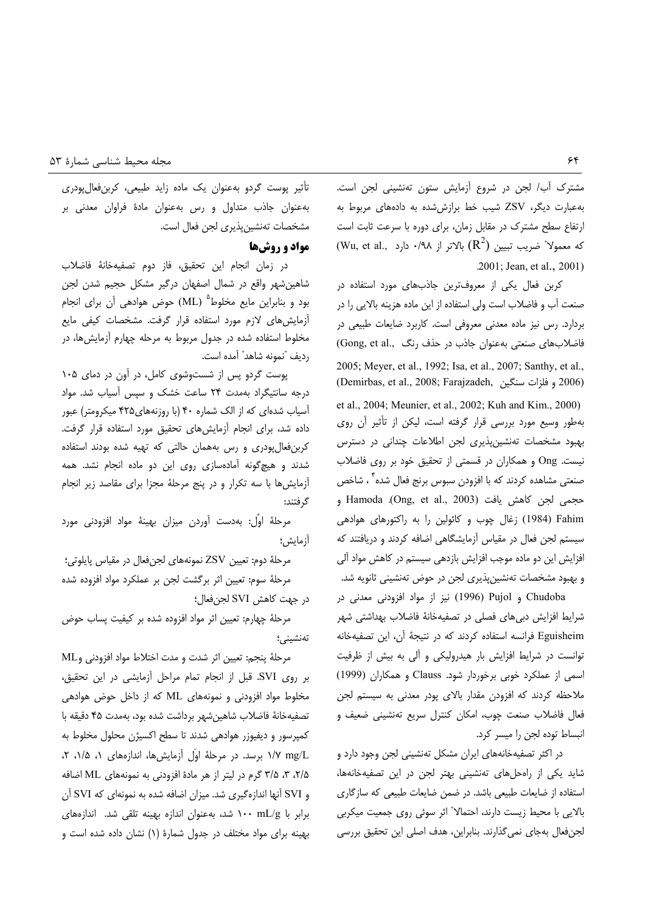مشترک آب/ لجن در شروع آزمایش ستون ته‌نشینی لجن است. به‌عبارت دیگر، ZSV شیب خط برازش‌شده به داده‌های مربوط به ارتفاع سطح مشترک در مقابل زمان، برای دوره با سرعت ثابت است که معمولاً ضریب تبیین ($R^2$) بالاتر از ۰/۹۸ دارد (Wu, et al., 2001; Jean, et al., 2001).

کربن فعال یکی از معروف‌ترین جاذب‌های مورد استفاده در صنعت آب و فاضلاب است ولی استفاده از این ماده هزینه بالایی را در بردارد. رس نیز ماده معدنی معروفی است. کاربرد ضایعات طبیعی در فاضلاب‌های صنعتی به‌عنوان جاذب در حذف رنگ (Gong, et al., 2005; Meyer, et al., 1992; Isa, et al., 2007; Santhy, et al., 2006) و فلزات سنگین (Demirbas, et al., 2008; Farajzadeh, et al., 2004; Meunier, et al., 2002; Kuh and Kim., 2000) به‌طور وسیع مورد بررسی قرار گرفته است، لیکن از تأثیر آن روی بهبود مشخصات ته‌نشین‌پذیری لجن اطلاعات چندانی در دسترس نیست. Ong و همکاران در قسمتی از تحقیق خود بر روی فاضلاب صنعتی مشاهده کردند که با افزودن سبوس برنج فعال شده[۴]، شاخص حجمی لجن کاهش یافت (Ong, et al., 2003). Hamoda و Fahim (1984) زغال چوب و کائولین را به راکتورهای هوادهی سیستم لجن فعال در مقیاس آزمایشگاهی اضافه کردند و دریافتند که افزایش این دو ماده موجب افزایش بازدهی سیستم در کاهش مواد آلی و بهبود مشخصات ته‌نشین‌پذیری لجن در حوض ته‌نشینی ثانویه شد.

Chudoba و Pujol (1996) نیز از مواد افزودنی معدنی در شرایط افزایش دبی‌های فصلی در تصفیه‌خانهٔ فاضلاب بهداشتی شهر Eguisheim فرانسه استفاده کردند که در نتیجهٔ آن، این تصفیه‌خانه توانست در شرایط افزایش بار هیدرولیکی و آلی به بیش از ظرفیت اسمی از عملکرد خوبی برخوردار شود. Clauss و همکاران (1999) ملاحظه کردند که افزودن مقدار بالای پودر معدنی به سیستم لجن فعال فاضلاب صنعت چوب، امکان کنترل سریع ته‌نشینی ضعیف و انبساط توده لجن را میسر کرد.

در اکثر تصفیه‌خانه‌های ایران مشکل ته‌نشینی لجن وجود دارد و شاید یکی از راه‌حل‌های ته‌نشینی بهتر لجن در این تصفیه‌خانه‌ها، استفاده از ضایعات طبیعی باشد. در ضمن ضایعات طبیعی که سازگاری بالایی با محیط زیست دارند، احتمالاً اثر سوئی روی جمعیت میکربی لجن‌فعال به‌جای نمی‌گذارند. بنابراین، هدف اصلی این تحقیق بررسی تأثیر پوست گردو به‌عنوان یک ماده زاید طبیعی، کربن‌فعال‌پودری به‌عنوان جاذب متداول و رس به‌عنوان مادهٔ فراوان معدنی بر مشخصات ته‌نشین‌پذیری لجن فعال است.

## مواد و روش‌ها

در زمان انجام این تحقیق، فاز دوم تصفیه‌خانهٔ فاضلاب شاهین‌شهر واقع در شمال اصفهان درگیر مشکل حجیم شدن لجن بود و بنابراین مایع مخلوط[۵] (ML) حوض هوادهی آن برای انجام آزمایش‌های لازم مورد استفاده قرار گرفت. مشخصات کیفی مایع مخلوط استفاده شده در جدول مربوط به مرحله چهارم آزمایش‌ها، در ردیف "نمونه شاهد" آمده است.

پوست گردو پس از شست‌وشوی کامل، در آون در دمای ۱۰۵ درجه سانتیگراد به‌مدت ۲۴ ساعت خشک و سپس آسیاب شد. مواد آسیاب شده‌ای که از الک شماره ۴۰ (با روزنه‌های۴۲۵ میکرومتر) عبور داده شد، برای انجام آزمایش‌های تحقیق مورد استفاده قرار گرفت. کربن‌فعال‌پودری و رس به‌همان حالتی که تهیه شده بودند استفاده شدند و هیچ‌گونه آماده‌سازی روی این دو ماده انجام نشد. همه آزمایش‌ها با سه تکرار و در پنج مرحلهٔ مجزا برای مقاصد زیر انجام گرفتند:

مرحلهٔ اوّل: به‌دست آوردن میزان بهینهٔ مواد افزودنی مورد آزمایش؛

مرحلهٔ دوم: تعیین ZSV نمونه‌های لجن‌فعال در مقیاس پایلوتی؛

مرحلهٔ سوم: تعیین اثر برگشت لجن بر عملکرد مواد افزوده شده در جهت کاهش SVI لجن‌فعال؛

مرحلهٔ چهارم: تعیین اثر مواد افزوده شده بر کیفیت پساب حوض ته‌نشینی؛

مرحلهٔ پنجم: تعیین اثر شدت و مدت اختلاط مواد افزودنی وML بر روی SVI. قبل از انجام تمام مراحل آزمایشی در این تحقیق، مخلوط مواد افزودنی و نمونه‌های ML که از داخل حوض هوادهی تصفیه‌خانهٔ فاضلاب شاهین‌شهر برداشت شده بود، به‌مدت ۴۵ دقیقه با کمپرسور و دیفیوزر هوادهی شدند تا سطح اکسیژن محلول مخلوط به ۱/۷ mg/L برسد. در مرحلهٔ اولِ آزمایش‌ها، اندازه‌های ۱، ۱/۵، ۲، ۲/۵، ۳، ۳/۵ گرم در لیتر از هر مادهٔ افزودنی به نمونه‌های ML اضافه و SVI آنها اندازه‌گیری شد. میزان اضافه شده به نمونه‌ای که SVI آن برابر با ۱۰۰ mL/g شد، به‌عنوان اندازه بهینه تلقی شد. اندازه‌های بهینه برای مواد مختلف در جدول شمارهٔ (۱) نشان داده شده است و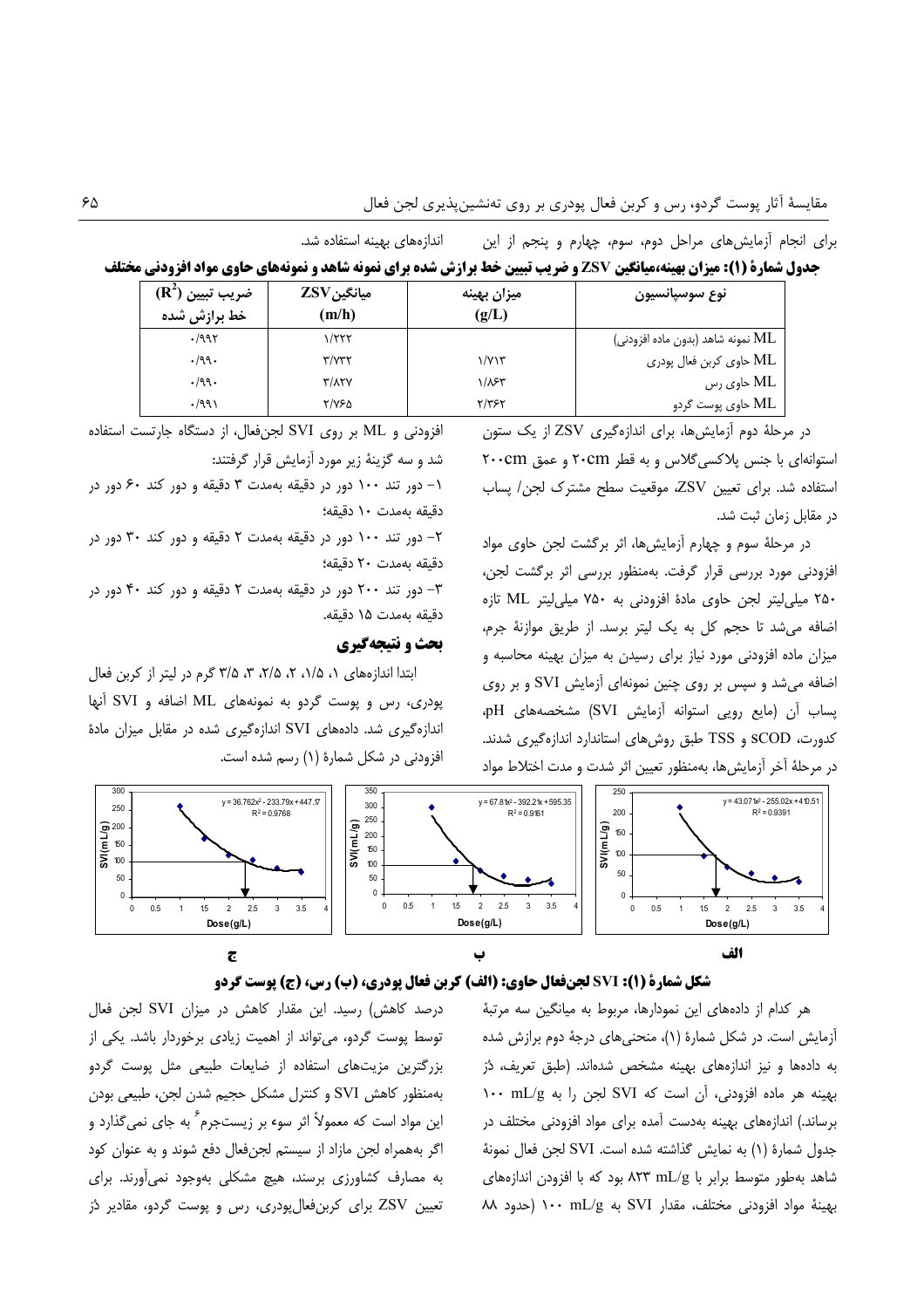برای انجام آزمایش‌های مراحل دوم، سوم، چهارم و پنجم از این اندازه‌های بهینه استفاده شد.

**جدول شمارهٔ (۱): میزان بهینه،میانگین ZSV و ضریب تبیین خط برازش شده برای نمونه شاهد و نمونه‌های حاوی مواد افزودنی مختلف**

| نوع سوسپانسیون | میزان بهینه (g/L) | میانگین ZSV (m/h) | ضریب تبیین ($R^2$) خط برازش شده |
|---|---|---|---|
| ML نمونه شاهد (بدون ماده افزودنی) | | ۱/۲۲۲ | ۰/۹۹۲ |
| ML حاوی کربن فعال پودری | ۱/۷۱۳ | ۳/۷۳۲ | ۰/۹۹۰ |
| ML حاوی رس | ۱/۸۶۳ | ۳/۸۲۷ | ۰/۹۹۰ |
| ML حاوی پوست گردو | ۲/۳۶۲ | ۲/۷۶۵ | ۰/۹۹۱ |

در مرحلهٔ دوم آزمایش‌ها، برای اندازه‌گیری ZSV از یک ستون استوانه‌ای با جنس پلاکسی‌گلاس و به قطر ۲۰cm و عمق ۲۰۰cm استفاده شد. برای تعیین ZSV، موقعیت سطح مشترک لجن/ پساب در مقابل زمان ثبت شد.

در مرحلهٔ سوم و چهارم آزمایش‌ها، اثر برگشت لجن حاوی مواد افزودنی مورد بررسی قرار گرفت. به‌منظور بررسی اثر برگشت لجن، ۲۵۰ میلی‌لیتر لجن حاوی مادهٔ افزودنی به ۷۵۰ میلی‌لیتر ML تازه اضافه می‌شد تا حجم کل به یک لیتر برسد. از طریق موازنهٔ جرم، میزان ماده افزودنی مورد نیاز برای رسیدن به میزان بهینه محاسبه و اضافه می‌شد و سپس بر روی چنین نمونه‌ای آزمایش SVI و بر روی پساب آن (مایع رویی استوانه آزمایش SVI) مشخصه‌های pH، کدورت، SCOD و TSS طبق روش‌های استاندارد اندازه‌گیری شدند. در مرحلهٔ آخر آزمایش‌ها، به‌منظور تعیین اثر شدت و مدت اختلاط مواد افزودنی و ML بر روی SVI لجن‌فعال، از دستگاه جارتست استفاده شد و سه گزینهٔ زیر مورد آزمایش قرار گرفتند:

۱- دور تند ۱۰۰ دور در دقیقه به‌مدت ۳ دقیقه و دور کند ۶۰ دور در دقیقه به‌مدت ۱۰ دقیقه؛

۲- دور تند ۱۰۰ دور در دقیقه به‌مدت ۲ دقیقه و دور کند ۳۰ دور در دقیقه به‌مدت ۲۰ دقیقه؛

۳- دور تند ۲۰۰ دور در دقیقه به‌مدت ۲ دقیقه و دور کند ۴۰ دور در دقیقه به‌مدت ۱۵ دقیقه.

## بحث و نتیجه‌گیری

ابتدا اندازه‌های ۱، ۱/۵، ۲، ۲/۵، ۳، ۳/۵ گرم در لیتر از کربن فعال پودری، رس و پوست گردو به نمونه‌های ML اضافه و SVI آنها اندازه‌گیری شد. داده‌های SVI اندازه‌گیری شده در مقابل میزان مادهٔ افزودنی در شکل شمارهٔ (۱) رسم شده است.

**شکل شمارهٔ (۱): SVI لجن‌فعال حاوی: (الف) کربن فعال پودری، (ب) رس، (ج) پوست گردو**

هر کدام از داده‌های این نمودارها، مربوط به میانگین سه مرتبهٔ آزمایش است. در شکل شمارهٔ (۱)، منحنی‌های درجهٔ دوم برازش شده به داده‌ها و نیز اندازه‌های بهینه مشخص شده‌اند. (طبق تعریف، دُز بهینه هر ماده افزودنی، آن است که SVI لجن را به ۱۰۰ mL/g برساند.) اندازه‌های بهینه به‌دست آمده برای مواد افزودنی مختلف در جدول شمارهٔ (۱) به نمایش گذاشته شده است. SVI لجن فعال نمونهٔ شاهد به‌طور متوسط برابر با ۸۲۳ mL/g بود که با افزودن اندازه‌های بهینهٔ مواد افزودنی مختلف، مقدار SVI به ۱۰۰ mL/g (حدود ۸۸ درصد کاهش) رسید. این مقدار کاهش در میزان SVI لجن فعال توسط پوست گردو، می‌تواند از اهمیت زیادی برخوردار باشد. یکی از بزرگترین مزیت‌های استفاده از ضایعات طبیعی مثل پوست گردو به‌منظور کاهش SVI و کنترل مشکل حجیم شدن لجن، طبیعی بودن این مواد است که معمولاً اثر سوء بر زیست‌جرم[۶] به جای نمی‌گذارد و اگر به‌همراه لجن مازاد از سیستم لجن‌فعال دفع شوند و به عنوان کود به مصارف کشاورزی برسند، هیچ مشکلی به‌وجود نمی‌آورند. برای تعیین ZSV برای کربن‌فعال‌پودری، رس و پوست گردو، مقادیر دُز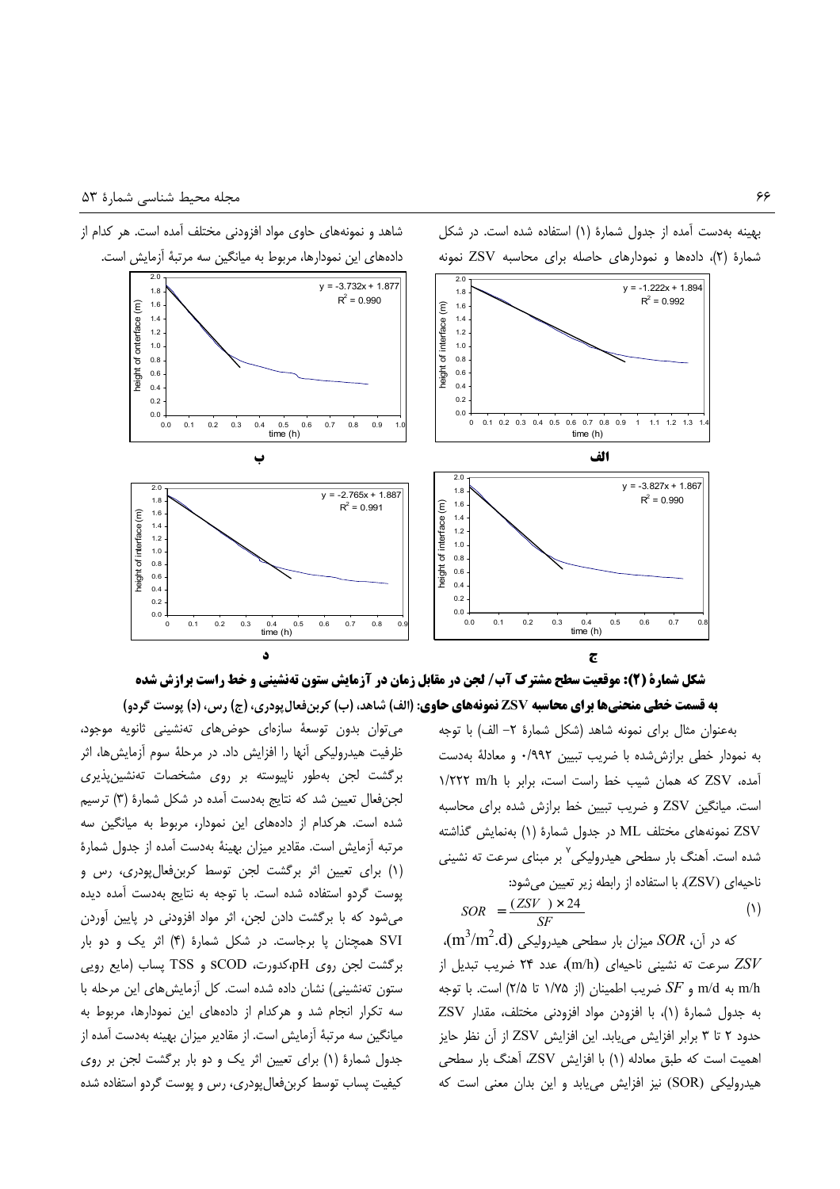بهینه به‌دست آمده از جدول شمارهٔ (۱) استفاده شده است. در شکل شمارهٔ (۲)، داده‌ها و نمودارهای حاصله برای محاسبه ZSV نمونه شاهد و نمونه‌های حاوی مواد افزودنی مختلف آمده است. هر کدام از داده‌های این نمودارها، مربوط به میانگین سه مرتبهٔ آزمایش است.

**شکل شمارهٔ (۲): موقعیت سطح مشترک آب/ لجن در مقابل زمان در آزمایش ستون ته‌نشینی و خط راست برازش شده به قسمت خطی منحنی‌ها برای محاسبه ZSV نمونه‌های حاوی: (الف) شاهد، (ب) کربن‌فعال‌پودری، (ج) رس، (د) پوست گردو)**

به‌عنوان مثال برای نمونه شاهد (شکل شمارهٔ ۲- الف) با توجه به نمودار خطی برازش‌شده با ضریب تبیین ۰/۹۹۲ و معادلهٔ به‌دست آمده، ZSV که همان شیب خط راست است، برابر با ۱/۲۲۲ m/h است. میانگین ZSV و ضریب تبیین خط برازش شده برای محاسبه ZSV نمونه‌های مختلف ML در جدول شمارهٔ (۱) به‌نمایش گذاشته شده است. آهنگ بار سطحی هیدرولیکی[7] بر مبنای سرعت ته نشینی ناحیه‌ای (ZSV)، با استفاده از رابطه زیر تعیین می‌شود:

$$SOR = \frac{(ZSV) \times 24}{SF} \qquad (1)$$

که در آن، $SOR$ میزان بار سطحی هیدرولیکی ($m^3/m^2.d$)، $ZSV$ سرعت ته نشینی ناحیه‌ای (m/h)، عدد ۲۴ ضریب تبدیل از m/h به m/d و $SF$ ضریب اطمینان (از ۱/۷۵ تا ۲/۵) است. با توجه به جدول شمارهٔ (۱)، با افزودن مواد افزودنی مختلف، مقدار ZSV حدود ۲ تا ۳ برابر افزایش می‌یابد. این افزایش ZSV از آن نظر حایز اهمیت است که طبق معادله (۱) با افزایش ZSV، آهنگ بار سطحی هیدرولیکی (SOR) نیز افزایش می‌یابد و این بدان معنی است که می‌توان بدون توسعهٔ سازه‌ای حوض‌های ته‌نشینی ثانویه موجود، ظرفیت هیدرولیکی آنها را افزایش داد. در مرحلهٔ سوم آزمایش‌ها، اثر برگشت لجن به‌طور ناپیوسته بر روی مشخصات ته‌نشین‌پذیری لجن‌فعال تعیین شد که نتایج به‌دست آمده در شکل شمارهٔ (۳) ترسیم شده است. هرکدام از داده‌های این نمودار، مربوط به میانگین سه مرتبه آزمایش است. مقادیر میزان بهینهٔ به‌دست آمده از جدول شمارهٔ (۱) برای تعیین اثر برگشت لجن توسط کربن‌فعال‌پودری، رس و پوست گردو استفاده شده است. با توجه به نتایج به‌دست آمده دیده می‌شود که با برگشت دادن لجن، اثر مواد افزودنی در پایین آوردن SVI همچنان پا برجاست. در شکل شمارهٔ (۴) اثر یک و دو بار برگشت لجن روی pH،کدورت، SCOD و TSS پساب (مایع رویی ستون ته‌نشینی) نشان داده شده است. کل آزمایش‌های این مرحله با سه تکرار انجام شد و هرکدام از داده‌های این نمودارها، مربوط به میانگین سه مرتبهٔ آزمایش است. از مقادیر میزان بهینه به‌دست آمده از جدول شمارهٔ (۱) برای تعیین اثر یک و دو بار برگشت لجن بر روی کیفیت پساب توسط کربن‌فعال‌پودری، رس و پوست گردو استفاده شده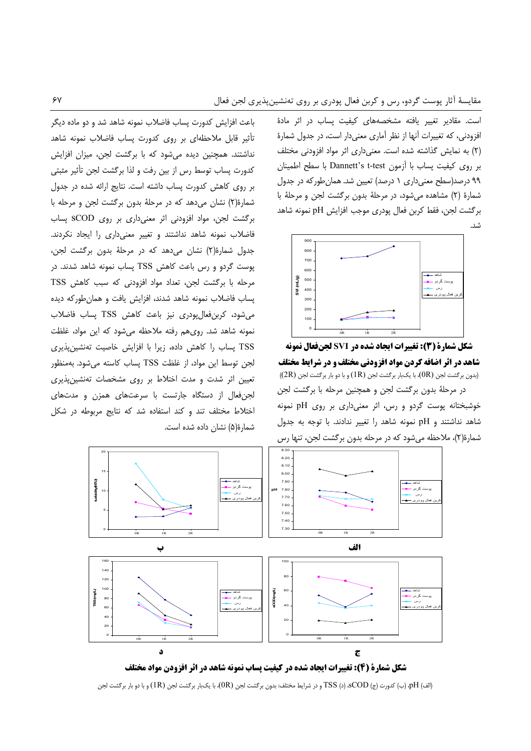است. مقادیر تغییر یافته مشخصه‌های کیفیت پساب در اثر مادهٔ افزودنی، که تغییرات آنها از نظر آماری معنی‌دار است، در جدول شمارهٔ (۲) به نمایش گذاشته شده است. معنی‌داری اثر مواد افزودنی مختلف بر روی کیفیت پساب با آزمون Dannett's t-test با سطح اطمینان ۹۹ درصد(سطح معنی‌داری ۱ درصد) تعیین شد. همان‌طورکه در جدول شمارهٔ (۲) مشاهده می‌شود، در مرحلهٔ بدون برگشت لجن و مرحلهٔ با برگشت لجن، فقط کربن فعال پودری موجب افزایش pH نمونه شاهد شد.

**شکل شمارهٔ (۳): تغییرات ایجاد شده در SVI لجن‌فعال نمونه شاهد در اثر اضافه کردن مواد افزودنی مختلف و در شرایط مختلف**

(بدون برگشت لجن (0R)، با یک‌بار برگشت لجن (1R) و با دو بار برگشت لجن (2R))

در مرحلهٔ بدون برگشت لجن و همچنین مرحله با برگشت لجن خوشبختانه پوست گردو و رس، اثر معنی‌داری بر روی pH نمونه شاهد نداشتند و pH نمونه شاهد را تغییر ندادند. با توجه به جدول شمارهٔ(۲)، ملاحظه می‌شود که در مرحله بدون برگشت لجن، تنها رس باعث افزایش کدورت پساب فاضلاب نمونه شاهد شد و دو ماده دیگر تأثیر قابل ملاحظه‌ای بر روی کدورت پساب فاضلاب نمونه شاهد نداشتند. همچنین دیده می‌شود که با برگشت لجن، میزان افزایش کدورت پساب توسط رس از بین رفت و لذا برگشت لجن تأثیر مثبتی بر روی کاهش کدورت پساب داشته است. نتایج ارائه شده در جدول شمارهٔ(۲) نشان می‌دهد که در مرحلهٔ بدون برگشت لجن و مرحله با برگشت لجن، مواد افزودنی اثر معنی‌داری بر روی SCOD پساب فاضلاب نمونه شاهد نداشتند و تغییر معنی‌داری را ایجاد نکردند. جدول شمارهٔ(۲) نشان می‌دهد که در مرحلهٔ بدون برگشت لجن، پوست گردو و رس باعث کاهش TSS پساب نمونه شاهد شدند. در مرحله با برگشت لجن، تعداد مواد افزودنی که سبب کاهش TSS پساب فاضلاب نمونه شاهد شدند، افزایش یافت و همان‌طورکه دیده می‌شود، کربن‌فعال‌پودری نیز باعث کاهش TSS پساب فاضلاب نمونه شاهد شد. روی‌هم رفته ملاحظه می‌شود که این مواد، غلظت TSS پساب را کاهش داده، زیرا با افزایش خاصیت ته‌نشین‌پذیری لجن توسط این مواد، از غلظت TSS پساب کاسته می‌شود. به‌منظور تعیین اثر شدت و مدت اختلاط بر روی مشخصات ته‌نشین‌پذیری لجن‌فعال از دستگاه جارتست با سرعت‌های همزن و مدت‌های اختلاط مختلف تند و کند استفاده شد که نتایج مربوطه در شکل شمارهٔ(۵) نشان داده شده است.

**شکل شمارهٔ (۴): تغییرات ایجاد شده در کیفیت پساب نمونه شاهد در اثر افزودن مواد مختلف**

(الف) pH، (ب) کدورت (ج) sCOD، (د) TSS و در شرایط مختلف: بدون برگشت لجن (0R)، با یک‌بار برگشت لجن (1R) و با دو بار برگشت لجن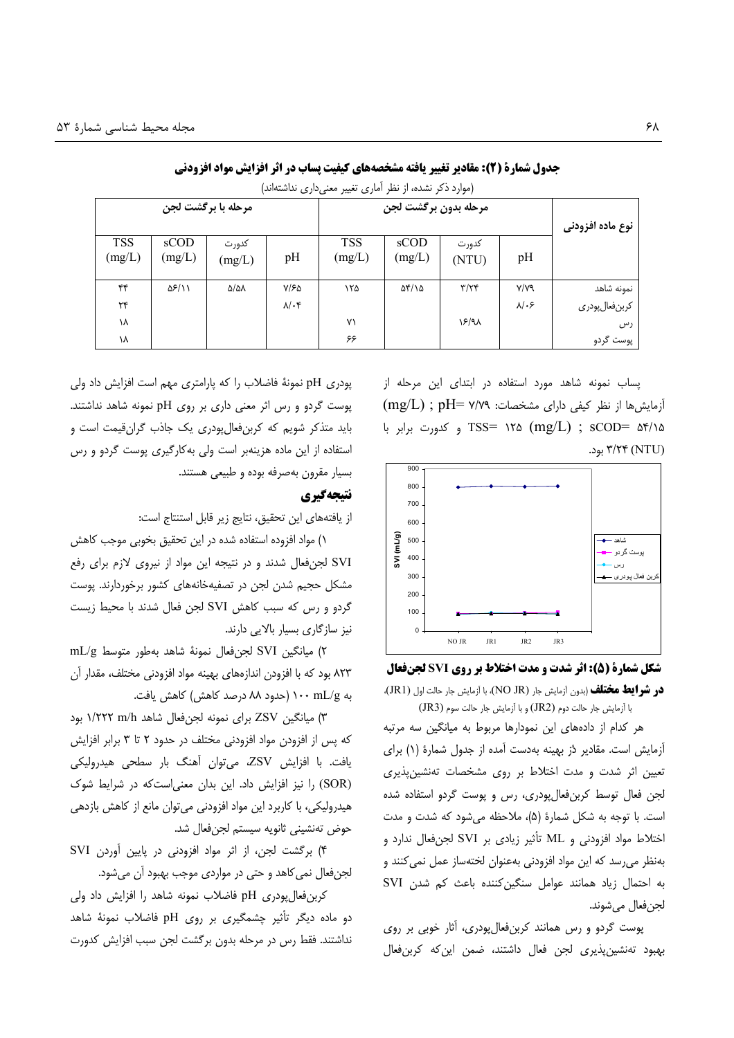**جدول شمارهٔ (۲): مقادیر تغییر یافته مشخصه‌های کیفیت پساب در اثر افزایش مواد افزودنی**

(موارد ذکر نشده، از نظر آماری تغییر معنی‌داری نداشته‌اند)

| نوع ماده افزودنی | مرحله بدون برگشت لجن | | | | مرحله با برگشت لجن | | | |
|---|---|---|---|---|---|---|---|---|
| | pH | کدورت (NTU) | sCOD (mg/L) | TSS (mg/L) | pH | کدورت (mg/L) | sCOD (mg/L) | TSS (mg/L) |
| نمونه شاهد | ۷/۷۹ | ۳/۲۴ | ۵۴/۱۵ | ۱۲۵ | ۷/۶۵ | ۵/۵۸ | ۵۶/۱۱ | ۴۴ |
| کربن‌فعال‌پودری | ۸/۰۶ | | | | ۸/۰۴ | | | ۲۴ |
| رس | | ۱۶/۹۸ | | ۷۱ | | | | ۱۸ |
| پوست گردو | | | | ۶۶ | | | | ۱۸ |

پساب نمونه شاهد مورد استفاده در ابتدای این مرحله از آزمایش‌ها از نظر کیفی دارای مشخصات: pH= ۷/۷۹ ; (mg/L) sCOD= ۵۴/۱۵ ; (mg/L) TSS= ۱۲۵ و کدورت برابر با ۳/۲۴ (NTU) بود.

**شکل شمارهٔ (۵): اثر شدت و مدت اختلاط بر روی SVI لجن‌فعال در شرایط مختلف** (بدون آزمایش جار (NO JR)، با آزمایش جار حالت اول (JR1)، با آزمایش جار حالت دوم (JR2) و با آزمایش جار حالت سوم (JR3))

هر کدام از داده‌های این نمودارها مربوط به میانگین سه مرتبه آزمایش است. مقادیر دُز بهینه به‌دست آمده از جدول شمارهٔ (۱) برای تعیین اثر شدت و مدت اختلاط بر روی مشخصات ته‌نشین‌پذیری لجن فعال توسط کربن‌فعال‌پودری، رس و پوست گردو استفاده شده است. با توجه به شکل شمارهٔ (۵)، ملاحظه می‌شود که شدت و مدت اختلاط مواد افزودنی و ML تأثیر زیادی بر SVI لجن‌فعال ندارد و به‌نظر می‌رسد که این مواد افزودنی به‌عنوان لخته‌ساز عمل نمی‌کنند و به احتمال زیاد همانند عوامل سنگین‌کننده باعث کم شدن SVI لجن‌فعال می‌شوند.

پوست گردو و رس همانند کربن‌فعال‌پودری، آثار خوبی بر روی بهبود ته‌نشین‌پذیری لجن فعال داشتند، ضمن این‌که کربن‌فعال پودری pH نمونهٔ فاضلاب را که پارامتری مهم است افزایش داد ولی پوست گردو و رس اثر معنی داری بر روی pH نمونه شاهد نداشتند. باید متذکر شویم که کربن‌فعال‌پودری یک جاذب گران‌قیمت است و استفاده از این ماده هزینه‌بر است ولی به‌کارگیری پوست گردو و رس بسیار مقرون به‌صرفه بوده و طبیعی هستند.

## نتیجه‌گیری

از یافته‌های این تحقیق، نتایج زیر قابل استنتاج است:

۱) مواد افزوده استفاده شده در این تحقیق بخوبی موجب کاهش SVI لجن‌فعال شدند و در نتیجه این مواد از نیروی لازم برای رفع مشکل حجیم شدن لجن در تصفیه‌خانه‌های کشور برخوردارند. پوست گردو و رس که سبب کاهش SVI لجن فعال شدند با محیط زیست نیز سازگاری بسیار بالایی دارند.

۲) میانگین SVI لجن‌فعال نمونهٔ شاهد به‌طور متوسط mL/g ۸۲۳ بود که با افزودن اندازه‌های بهینه مواد افزودنی مختلف، مقدار آن به mL/g ۱۰۰ (حدود ۸۸ درصد کاهش) کاهش یافت.

۳) میانگین ZSV برای نمونه لجن‌فعال شاهد m/h ۱/۲۲۲ بود که پس از افزودن مواد افزودنی مختلف در حدود ۲ تا ۳ برابر افزایش یافت. با افزایش ZSV، می‌توان آهنگ بار سطحی هیدرولیکی (SOR) را نیز افزایش داد. این بدان معنی‌است‌که در شرایط شوک هیدرولیکی، با کاربرد این مواد افزودنی می‌توان مانع از کاهش بازدهی حوض ته‌نشینی ثانویه سیستم لجن‌فعال شد.

۴) برگشت لجن، از اثر مواد افزودنی در پایین آوردن SVI لجن‌فعال نمی‌کاهد و حتی در مواردی موجب بهبود آن می‌شود.

کربن‌فعال‌پودری pH فاضلاب نمونه شاهد را افزایش داد ولی دو ماده دیگر تأثیر چشمگیری بر روی pH فاضلاب نمونهٔ شاهد نداشتند. فقط رس در مرحله بدون برگشت لجن سبب افزایش کدورت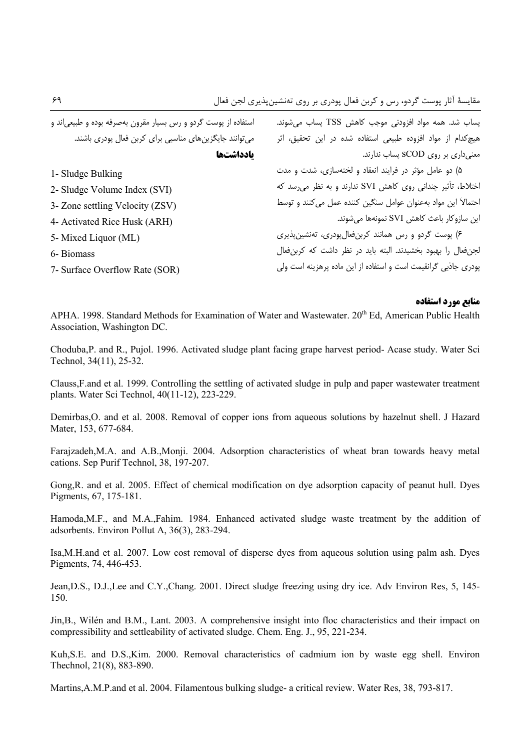پساب شد. همه مواد افزودنی موجب کاهش TSS پساب می‌شوند. هیچ‌کدام از مواد افزوده طبیعی استفاده شده در این تحقیق، اثر معنی‌داری بر روی sCOD پساب ندارند.

۵) دو عامل مؤثر در فرایند انعقاد و لخته‌سازی، شدت و مدت اختلاط، تأثیر چندانی روی کاهش SVI ندارند و به نظر می‌رسد که احتمالاً این مواد به‌عنوان عوامل سنگین کننده عمل می‌کنند و توسط این سازوکار باعث کاهش SVI نمونه‌ها می‌شوند.

۶) پوست گردو و رس همانند کربن‌فعال‌پودری، ته‌نشین‌پذیری لجن‌فعال را بهبود بخشیدند. البته باید در نظر داشت که کربن‌فعال پودری جاذبی گرانقیمت است و استفاده از این ماده پرهزینه است ولی استفاده از پوست گردو و رس بسیار مقرون به‌صرفه بوده و طبیعی‌اند و می‌توانند جایگزین‌های مناسبی برای کربن فعال پودری باشند.

## یادداشت‌ها

1- Sludge Bulking

2- Sludge Volume Index (SVI)

3- Zone settling Velocity (ZSV)

4- Activated Rice Husk (ARH)

5- Mixed Liquor (ML)

6- Biomass

7- Surface Overflow Rate (SOR)

## منابع مورد استفاده

APHA. 1998. Standard Methods for Examination of Water and Wastewater. 20th Ed, American Public Health Association, Washington DC.

Choduba,P. and R., Pujol. 1996. Activated sludge plant facing grape harvest period- Acase study. Water Sci Technol, 34(11), 25-32.

Clauss,F.and et al. 1999. Controlling the settling of activated sludge in pulp and paper wastewater treatment plants. Water Sci Technol, 40(11-12), 223-229.

Demirbas,O. and et al. 2008. Removal of copper ions from aqueous solutions by hazelnut shell. J Hazard Mater, 153, 677-684.

Farajzadeh,M.A. and A.B.,Monji. 2004. Adsorption characteristics of wheat bran towards heavy metal cations. Sep Purif Technol, 38, 197-207.

Gong,R. and et al. 2005. Effect of chemical modification on dye adsorption capacity of peanut hull. Dyes Pigments, 67, 175-181.

Hamoda,M.F., and M.A.,Fahim. 1984. Enhanced activated sludge waste treatment by the addition of adsorbents. Environ Pollut A, 36(3), 283-294.

Isa,M.H.and et al. 2007. Low cost removal of disperse dyes from aqueous solution using palm ash. Dyes Pigments, 74, 446-453.

Jean,D.S., D.J.,Lee and C.Y.,Chang. 2001. Direct sludge freezing using dry ice. Adv Environ Res, 5, 145-150.

Jin,B., Wilén and B.M., Lant. 2003. A comprehensive insight into floc characteristics and their impact on compressibility and settleability of activated sludge. Chem. Eng. J., 95, 221-234.

Kuh,S.E. and D.S.,Kim. 2000. Removal characteristics of cadmium ion by waste egg shell. Environ Thechnol, 21(8), 883-890.

Martins,A.M.P.and et al. 2004. Filamentous bulking sludge- a critical review. Water Res, 38, 793-817.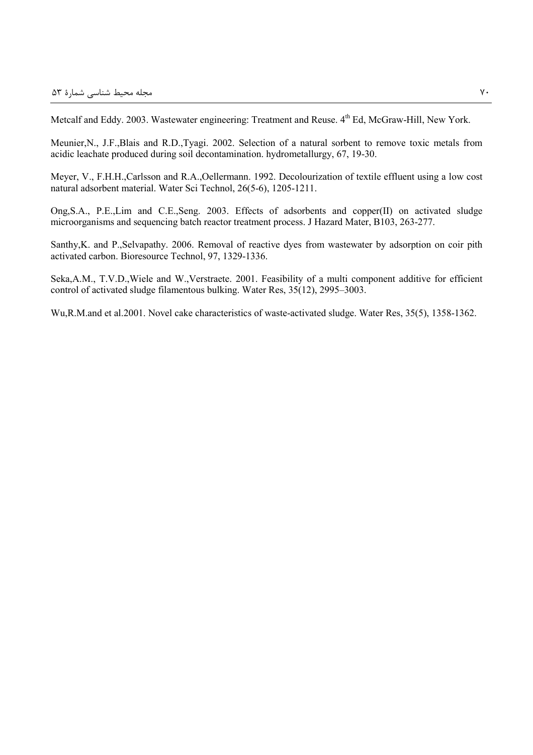Metcalf and Eddy. 2003. Wastewater engineering: Treatment and Reuse. $4^{th}$ Ed, McGraw-Hill, New York.

Meunier,N., J.F.,Blais and R.D.,Tyagi. 2002. Selection of a natural sorbent to remove toxic metals from acidic leachate produced during soil decontamination. hydrometallurgy, 67, 19-30.

Meyer, V., F.H.H.,Carlsson and R.A.,Oellermann. 1992. Decolourization of textile effluent using a low cost natural adsorbent material. Water Sci Technol, 26(5-6), 1205-1211.

Ong,S.A., P.E.,Lim and C.E.,Seng. 2003. Effects of adsorbents and copper(II) on activated sludge microorganisms and sequencing batch reactor treatment process. J Hazard Mater, B103, 263-277.

Santhy,K. and P.,Selvapathy. 2006. Removal of reactive dyes from wastewater by adsorption on coir pith activated carbon. Bioresource Technol, 97, 1329-1336.

Seka,A.M., T.V.D.,Wiele and W.,Verstraete. 2001. Feasibility of a multi component additive for efficient control of activated sludge filamentous bulking. Water Res, 35(12), 2995–3003.

Wu,R.M.and et al.2001. Novel cake characteristics of waste-activated sludge. Water Res, 35(5), 1358-1362.